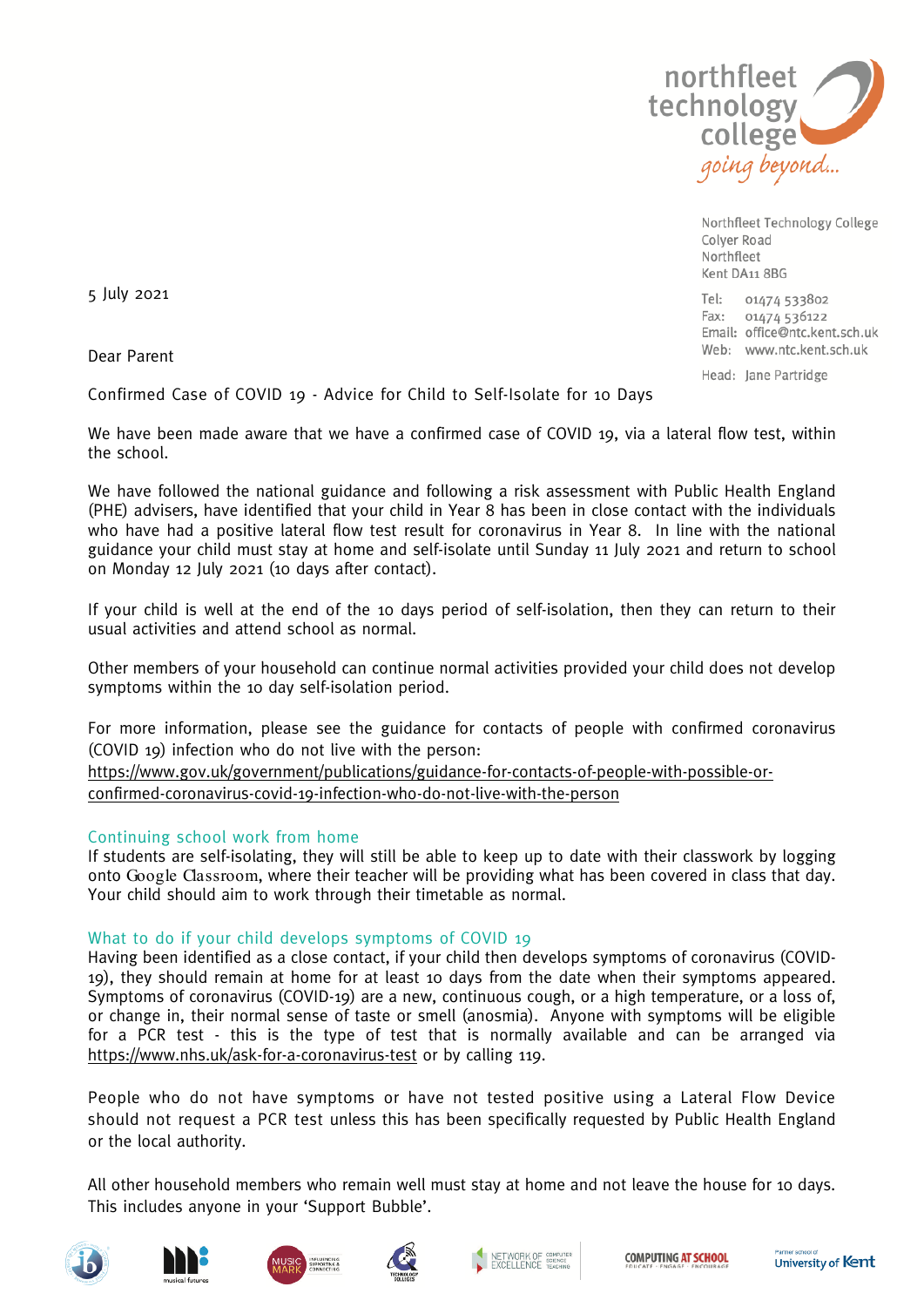northfleet technology college
*going beyond...*

Northfleet Technology College
Colyer Road
Northfleet
Kent DA11 8BG

Tel: 01474 533802
Fax: 01474 536122
Email: office@ntc.kent.sch.uk
Web: www.ntc.kent.sch.uk

Head: Jane Partridge

5 July 2021

Dear Parent

Confirmed Case of COVID 19 - Advice for Child to Self-Isolate for 10 Days

We have been made aware that we have a confirmed case of COVID 19, via a lateral flow test, within the school.

We have followed the national guidance and following a risk assessment with Public Health England (PHE) advisers, have identified that your child in Year 8 has been in close contact with the individuals who have had a positive lateral flow test result for coronavirus in Year 8. In line with the national guidance your child must stay at home and self-isolate until Sunday 11 July 2021 and return to school on Monday 12 July 2021 (10 days after contact).

If your child is well at the end of the 10 days period of self-isolation, then they can return to their usual activities and attend school as normal.

Other members of your household can continue normal activities provided your child does not develop symptoms within the 10 day self-isolation period.

For more information, please see the guidance for contacts of people with confirmed coronavirus (COVID 19) infection who do not live with the person:
https://www.gov.uk/government/publications/guidance-for-contacts-of-people-with-possible-or-confirmed-coronavirus-covid-19-infection-who-do-not-live-with-the-person

## Continuing school work from home

If students are self-isolating, they will still be able to keep up to date with their classwork by logging onto Google Classroom, where their teacher will be providing what has been covered in class that day. Your child should aim to work through their timetable as normal.

## What to do if your child develops symptoms of COVID 19

Having been identified as a close contact, if your child then develops symptoms of coronavirus (COVID-19), they should remain at home for at least 10 days from the date when their symptoms appeared. Symptoms of coronavirus (COVID-19) are a new, continuous cough, or a high temperature, or a loss of, or change in, their normal sense of taste or smell (anosmia). Anyone with symptoms will be eligible for a PCR test - this is the type of test that is normally available and can be arranged via https://www.nhs.uk/ask-for-a-coronavirus-test or by calling 119.

People who do not have symptoms or have not tested positive using a Lateral Flow Device should not request a PCR test unless this has been specifically requested by Public Health England or the local authority.

All other household members who remain well must stay at home and not leave the house for 10 days. This includes anyone in your 'Support Bubble'.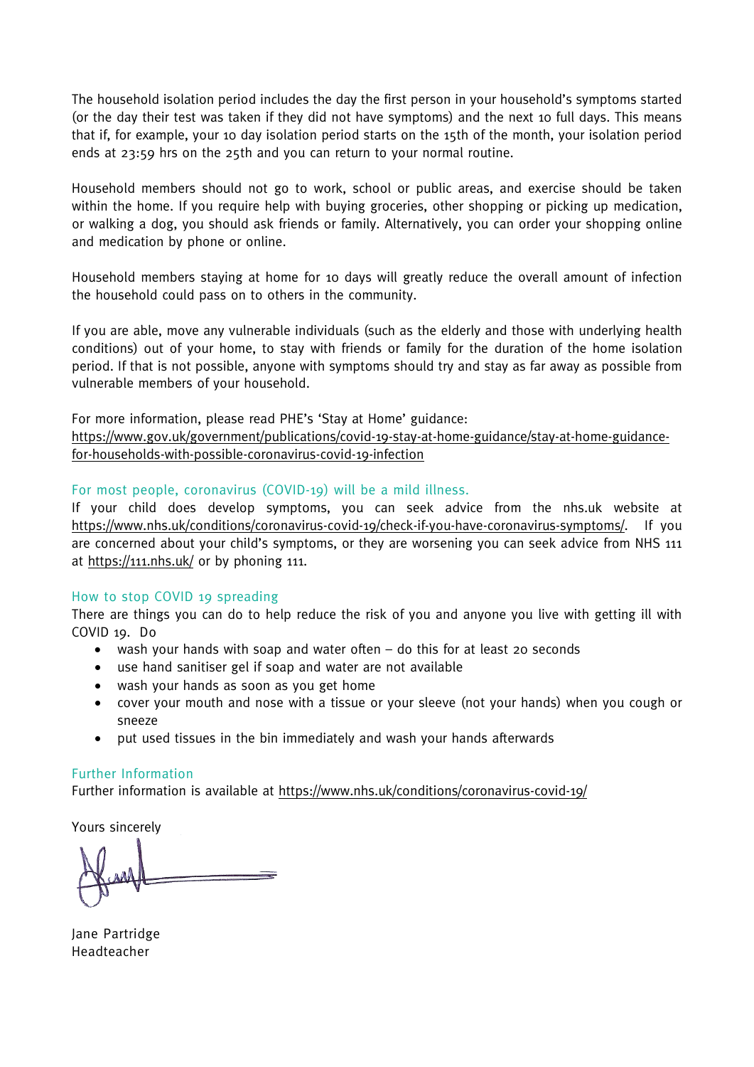The household isolation period includes the day the first person in your household's symptoms started (or the day their test was taken if they did not have symptoms) and the next 10 full days. This means that if, for example, your 10 day isolation period starts on the 15th of the month, your isolation period ends at 23:59 hrs on the 25th and you can return to your normal routine.

Household members should not go to work, school or public areas, and exercise should be taken within the home. If you require help with buying groceries, other shopping or picking up medication, or walking a dog, you should ask friends or family. Alternatively, you can order your shopping online and medication by phone or online.

Household members staying at home for 10 days will greatly reduce the overall amount of infection the household could pass on to others in the community.

If you are able, move any vulnerable individuals (such as the elderly and those with underlying health conditions) out of your home, to stay with friends or family for the duration of the home isolation period. If that is not possible, anyone with symptoms should try and stay as far away as possible from vulnerable members of your household.

For more information, please read PHE's 'Stay at Home' guidance:
https://www.gov.uk/government/publications/covid-19-stay-at-home-guidance/stay-at-home-guidance-for-households-with-possible-coronavirus-covid-19-infection

### For most people, coronavirus (COVID-19) will be a mild illness.

If your child does develop symptoms, you can seek advice from the nhs.uk website at https://www.nhs.uk/conditions/coronavirus-covid-19/check-if-you-have-coronavirus-symptoms/. If you are concerned about your child's symptoms, or they are worsening you can seek advice from NHS 111 at https://111.nhs.uk/ or by phoning 111.

### How to stop COVID 19 spreading

There are things you can do to help reduce the risk of you and anyone you live with getting ill with COVID 19. Do

- wash your hands with soap and water often – do this for at least 20 seconds
- use hand sanitiser gel if soap and water are not available
- wash your hands as soon as you get home
- cover your mouth and nose with a tissue or your sleeve (not your hands) when you cough or sneeze
- put used tissues in the bin immediately and wash your hands afterwards

### Further Information

Further information is available at https://www.nhs.uk/conditions/coronavirus-covid-19/

Yours sincerely

Jane Partridge
Headteacher